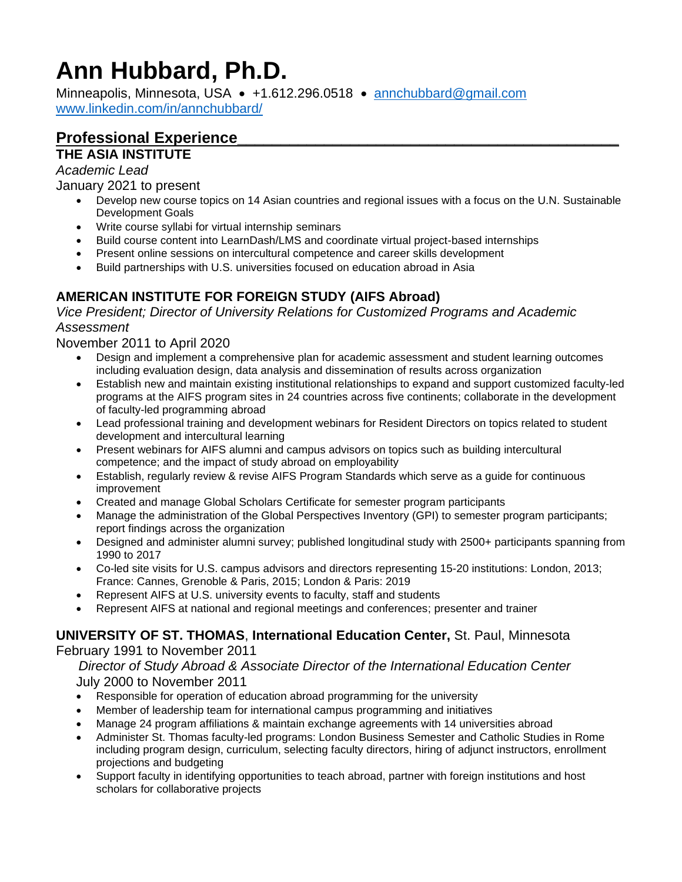# Ann Hubbard, Ph.D.

Minneapolis, Minnesota, USA • +1.612.296.0518 • [annchubbard@gmail.com](mailto:annchubbard@gmail.com)
[www.linkedin.com/in/annchubbard/](http://www.linkedin.com/in/annchubbard/)

## Professional Experience

**THE ASIA INSTITUTE**

*Academic Lead*

January 2021 to present

- Develop new course topics on 14 Asian countries and regional issues with a focus on the U.N. Sustainable Development Goals
- Write course syllabi for virtual internship seminars
- Build course content into LearnDash/LMS and coordinate virtual project-based internships
- Present online sessions on intercultural competence and career skills development
- Build partnerships with U.S. universities focused on education abroad in Asia

**AMERICAN INSTITUTE FOR FOREIGN STUDY (AIFS Abroad)**

*Vice President; Director of University Relations for Customized Programs and Academic Assessment*

November 2011 to April 2020

- Design and implement a comprehensive plan for academic assessment and student learning outcomes including evaluation design, data analysis and dissemination of results across organization
- Establish new and maintain existing institutional relationships to expand and support customized faculty-led programs at the AIFS program sites in 24 countries across five continents; collaborate in the development of faculty-led programming abroad
- Lead professional training and development webinars for Resident Directors on topics related to student development and intercultural learning
- Present webinars for AIFS alumni and campus advisors on topics such as building intercultural competence; and the impact of study abroad on employability
- Establish, regularly review & revise AIFS Program Standards which serve as a guide for continuous improvement
- Created and manage Global Scholars Certificate for semester program participants
- Manage the administration of the Global Perspectives Inventory (GPI) to semester program participants; report findings across the organization
- Designed and administer alumni survey; published longitudinal study with 2500+ participants spanning from 1990 to 2017
- Co-led site visits for U.S. campus advisors and directors representing 15-20 institutions: London, 2013; France: Cannes, Grenoble & Paris, 2015; London & Paris: 2019
- Represent AIFS at U.S. university events to faculty, staff and students
- Represent AIFS at national and regional meetings and conferences; presenter and trainer

**UNIVERSITY OF ST. THOMAS**, **International Education Center,** St. Paul, Minnesota
February 1991 to November 2011

*Director of Study Abroad & Associate Director of the International Education Center*

July 2000 to November 2011

- Responsible for operation of education abroad programming for the university
- Member of leadership team for international campus programming and initiatives
- Manage 24 program affiliations & maintain exchange agreements with 14 universities abroad
- Administer St. Thomas faculty-led programs: London Business Semester and Catholic Studies in Rome including program design, curriculum, selecting faculty directors, hiring of adjunct instructors, enrollment projections and budgeting
- Support faculty in identifying opportunities to teach abroad, partner with foreign institutions and host scholars for collaborative projects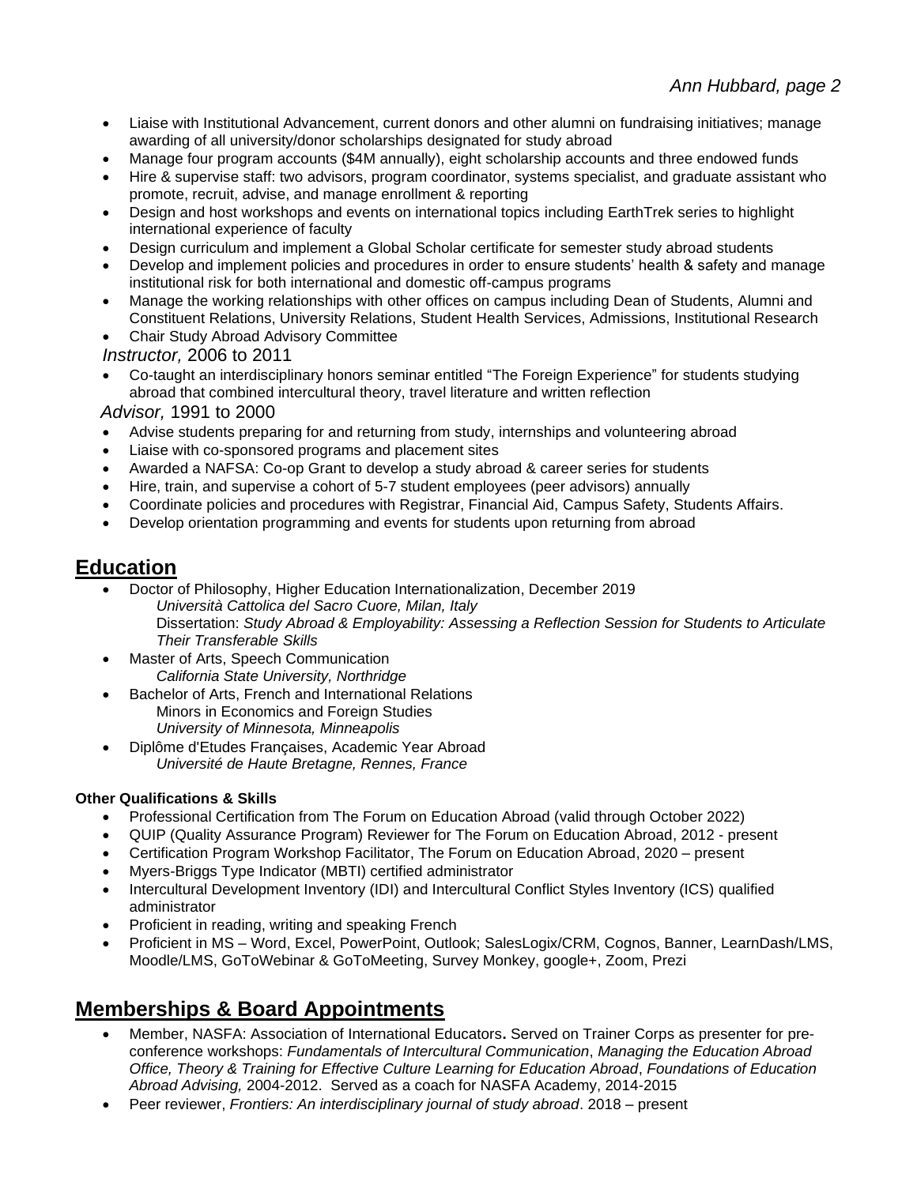- Liaise with Institutional Advancement, current donors and other alumni on fundraising initiatives; manage awarding of all university/donor scholarships designated for study abroad
- Manage four program accounts ($4M annually), eight scholarship accounts and three endowed funds
- Hire & supervise staff: two advisors, program coordinator, systems specialist, and graduate assistant who promote, recruit, advise, and manage enrollment & reporting
- Design and host workshops and events on international topics including EarthTrek series to highlight international experience of faculty
- Design curriculum and implement a Global Scholar certificate for semester study abroad students
- Develop and implement policies and procedures in order to ensure students' health & safety and manage institutional risk for both international and domestic off-campus programs
- Manage the working relationships with other offices on campus including Dean of Students, Alumni and Constituent Relations, University Relations, Student Health Services, Admissions, Institutional Research
- Chair Study Abroad Advisory Committee

*Instructor,* 2006 to 2011

- Co-taught an interdisciplinary honors seminar entitled "The Foreign Experience" for students studying abroad that combined intercultural theory, travel literature and written reflection

*Advisor,* 1991 to 2000

- Advise students preparing for and returning from study, internships and volunteering abroad
- Liaise with co-sponsored programs and placement sites
- Awarded a NAFSA: Co-op Grant to develop a study abroad & career series for students
- Hire, train, and supervise a cohort of 5-7 student employees (peer advisors) annually
- Coordinate policies and procedures with Registrar, Financial Aid, Campus Safety, Students Affairs.
- Develop orientation programming and events for students upon returning from abroad

## Education

- Doctor of Philosophy, Higher Education Internationalization, December 2019
  *Università Cattolica del Sacro Cuore, Milan, Italy*
  Dissertation: *Study Abroad & Employability: Assessing a Reflection Session for Students to Articulate Their Transferable Skills*
- Master of Arts, Speech Communication
  *California State University, Northridge*
- Bachelor of Arts, French and International Relations
  Minors in Economics and Foreign Studies
  *University of Minnesota, Minneapolis*
- Diplôme d'Etudes Françaises, Academic Year Abroad
  *Université de Haute Bretagne, Rennes, France*

**Other Qualifications & Skills**

- Professional Certification from The Forum on Education Abroad (valid through October 2022)
- QUIP (Quality Assurance Program) Reviewer for The Forum on Education Abroad, 2012 - present
- Certification Program Workshop Facilitator, The Forum on Education Abroad, 2020 – present
- Myers-Briggs Type Indicator (MBTI) certified administrator
- Intercultural Development Inventory (IDI) and Intercultural Conflict Styles Inventory (ICS) qualified administrator
- Proficient in reading, writing and speaking French
- Proficient in MS – Word, Excel, PowerPoint, Outlook; SalesLogix/CRM, Cognos, Banner, LearnDash/LMS, Moodle/LMS, GoToWebinar & GoToMeeting, Survey Monkey, google+, Zoom, Prezi

## Memberships & Board Appointments

- Member, NASFA: Association of International Educators**.** Served on Trainer Corps as presenter for pre-conference workshops: *Fundamentals of Intercultural Communication*, *Managing the Education Abroad Office, Theory & Training for Effective Culture Learning for Education Abroad*, *Foundations of Education Abroad Advising,* 2004-2012. Served as a coach for NASFA Academy, 2014-2015
- Peer reviewer, *Frontiers: An interdisciplinary journal of study abroad*. 2018 – present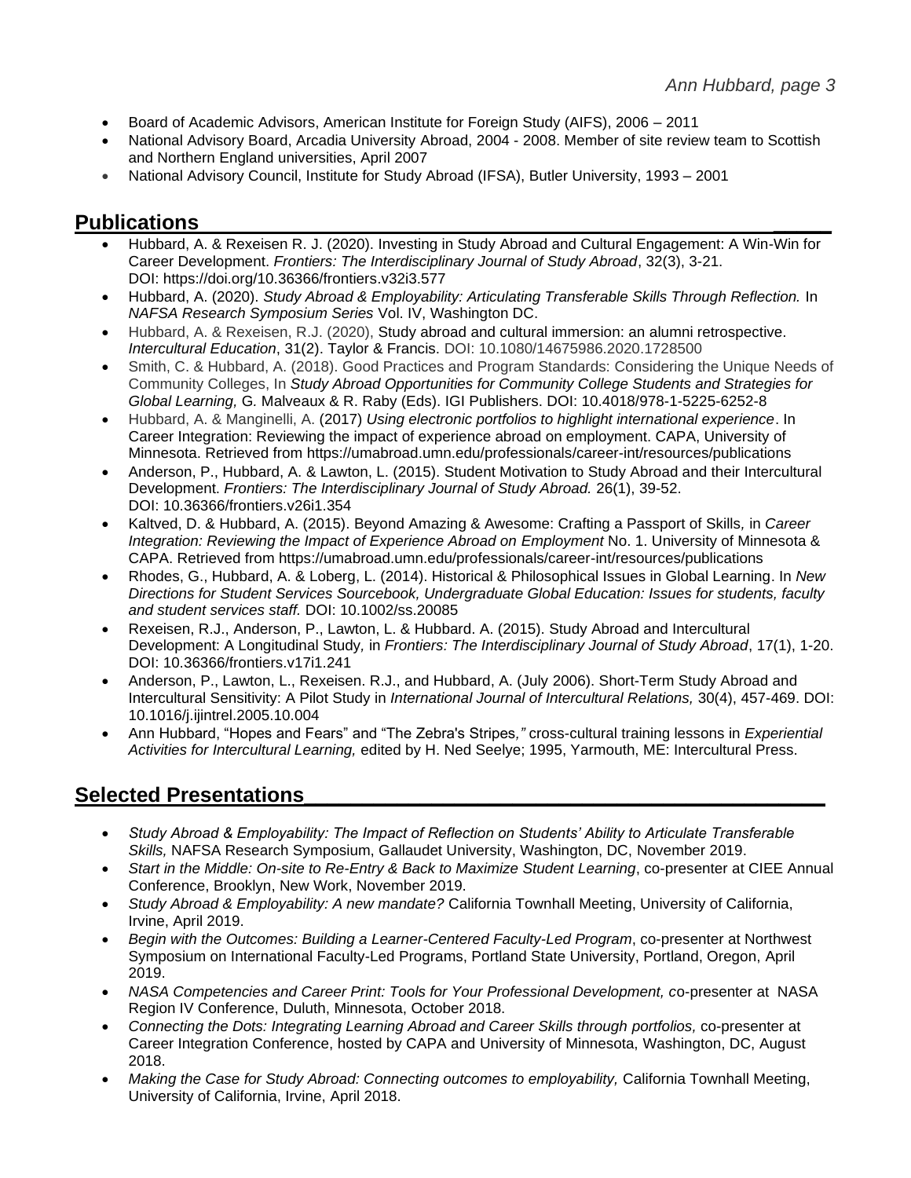- Board of Academic Advisors, American Institute for Foreign Study (AIFS), 2006 – 2011
- National Advisory Board, Arcadia University Abroad, 2004 - 2008. Member of site review team to Scottish and Northern England universities, April 2007
- National Advisory Council, Institute for Study Abroad (IFSA), Butler University, 1993 – 2001

## Publications

- Hubbard, A. & Rexeisen R. J. (2020). Investing in Study Abroad and Cultural Engagement: A Win-Win for Career Development. *Frontiers: The Interdisciplinary Journal of Study Abroad*, 32(3), 3-21. DOI: https://doi.org/10.36366/frontiers.v32i3.577
- Hubbard, A. (2020). *Study Abroad & Employability: Articulating Transferable Skills Through Reflection.* In *NAFSA Research Symposium Series* Vol. IV, Washington DC.
- Hubbard, A. & Rexeisen, R.J. (2020), Study abroad and cultural immersion: an alumni retrospective. *Intercultural Education*, 31(2). Taylor & Francis. DOI: 10.1080/14675986.2020.1728500
- Smith, C. & Hubbard, A. (2018). Good Practices and Program Standards: Considering the Unique Needs of Community Colleges, In *Study Abroad Opportunities for Community College Students and Strategies for Global Learning,* G. Malveaux & R. Raby (Eds). IGI Publishers. DOI: 10.4018/978-1-5225-6252-8
- Hubbard, A. & Manginelli, A. (2017) *Using electronic portfolios to highlight international experience*. In Career Integration: Reviewing the impact of experience abroad on employment. CAPA, University of Minnesota. Retrieved from https://umabroad.umn.edu/professionals/career-int/resources/publications
- Anderson, P., Hubbard, A. & Lawton, L. (2015). Student Motivation to Study Abroad and their Intercultural Development. *Frontiers: The Interdisciplinary Journal of Study Abroad.* 26(1), 39-52. DOI: 10.36366/frontiers.v26i1.354
- Kaltved, D. & Hubbard, A. (2015). Beyond Amazing & Awesome: Crafting a Passport of Skills*,* in *Career Integration: Reviewing the Impact of Experience Abroad on Employment* No. 1. University of Minnesota & CAPA. Retrieved from https://umabroad.umn.edu/professionals/career-int/resources/publications
- Rhodes, G., Hubbard, A. & Loberg, L. (2014). Historical & Philosophical Issues in Global Learning. In *New Directions for Student Services Sourcebook, Undergraduate Global Education: Issues for students, faculty and student services staff.* DOI: 10.1002/ss.20085
- Rexeisen, R.J., Anderson, P., Lawton, L. & Hubbard. A. (2015). Study Abroad and Intercultural Development: A Longitudinal Study*,* in *Frontiers: The Interdisciplinary Journal of Study Abroad*, 17(1), 1-20. DOI: 10.36366/frontiers.v17i1.241
- Anderson, P., Lawton, L., Rexeisen. R.J., and Hubbard, A. (July 2006). Short-Term Study Abroad and Intercultural Sensitivity: A Pilot Study in *International Journal of Intercultural Relations,* 30(4), 457-469. DOI: 10.1016/j.ijintrel.2005.10.004
- Ann Hubbard, "Hopes and Fears" and "The Zebra's Stripes*,"* cross-cultural training lessons in *Experiential Activities for Intercultural Learning,* edited by H. Ned Seelye; 1995, Yarmouth, ME: Intercultural Press.

## Selected Presentations

- *Study Abroad & Employability: The Impact of Reflection on Students' Ability to Articulate Transferable Skills,* NAFSA Research Symposium, Gallaudet University, Washington, DC, November 2019.
- *Start in the Middle: On-site to Re-Entry & Back to Maximize Student Learning*, co-presenter at CIEE Annual Conference, Brooklyn, New Work, November 2019.
- *Study Abroad & Employability: A new mandate?* California Townhall Meeting, University of California, Irvine, April 2019.
- *Begin with the Outcomes: Building a Learner-Centered Faculty-Led Program*, co-presenter at Northwest Symposium on International Faculty-Led Programs, Portland State University, Portland, Oregon, April 2019.
- *NASA Competencies and Career Print: Tools for Your Professional Development, c*o-presenter at NASA Region IV Conference, Duluth, Minnesota, October 2018.
- *Connecting the Dots: Integrating Learning Abroad and Career Skills through portfolios,* co-presenter at Career Integration Conference, hosted by CAPA and University of Minnesota, Washington, DC, August 2018.
- *Making the Case for Study Abroad: Connecting outcomes to employability,* California Townhall Meeting, University of California, Irvine, April 2018.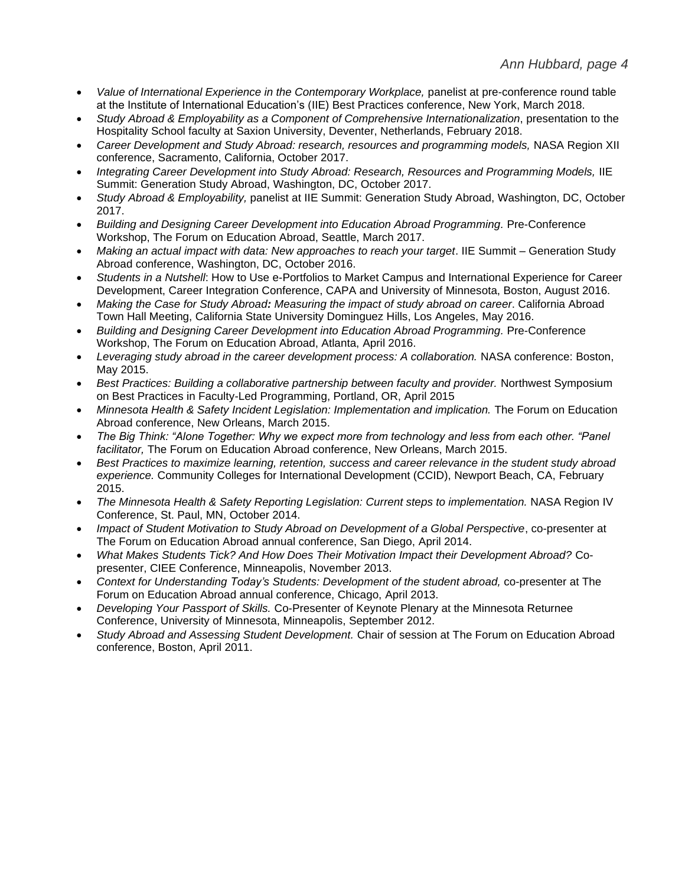- *Value of International Experience in the Contemporary Workplace,* panelist at pre-conference round table at the Institute of International Education's (IIE) Best Practices conference, New York, March 2018.
- *Study Abroad & Employability as a Component of Comprehensive Internationalization*, presentation to the Hospitality School faculty at Saxion University, Deventer, Netherlands, February 2018.
- *Career Development and Study Abroad: research, resources and programming models,* NASA Region XII conference, Sacramento, California, October 2017.
- *Integrating Career Development into Study Abroad: Research, Resources and Programming Models,* IIE Summit: Generation Study Abroad, Washington, DC, October 2017.
- *Study Abroad & Employability,* panelist at IIE Summit: Generation Study Abroad, Washington, DC, October 2017.
- *Building and Designing Career Development into Education Abroad Programming.* Pre-Conference Workshop, The Forum on Education Abroad, Seattle, March 2017.
- *Making an actual impact with data: New approaches to reach your target*. IIE Summit – Generation Study Abroad conference, Washington, DC, October 2016.
- *Students in a Nutshell*: How to Use e-Portfolios to Market Campus and International Experience for Career Development, Career Integration Conference, CAPA and University of Minnesota, Boston, August 2016.
- *Making the Case for Study Abroad: Measuring the impact of study abroad on career*. California Abroad Town Hall Meeting, California State University Dominguez Hills, Los Angeles, May 2016.
- *Building and Designing Career Development into Education Abroad Programming.* Pre-Conference Workshop, The Forum on Education Abroad, Atlanta, April 2016.
- *Leveraging study abroad in the career development process: A collaboration.* NASA conference: Boston, May 2015.
- *Best Practices: Building a collaborative partnership between faculty and provider.* Northwest Symposium on Best Practices in Faculty-Led Programming, Portland, OR, April 2015
- *Minnesota Health & Safety Incident Legislation: Implementation and implication.* The Forum on Education Abroad conference, New Orleans, March 2015.
- *The Big Think: "Alone Together: Why we expect more from technology and less from each other. "Panel facilitator,* The Forum on Education Abroad conference, New Orleans, March 2015.
- *Best Practices to maximize learning, retention, success and career relevance in the student study abroad experience.* Community Colleges for International Development (CCID), Newport Beach, CA, February 2015.
- *The Minnesota Health & Safety Reporting Legislation: Current steps to implementation.* NASA Region IV Conference, St. Paul, MN, October 2014.
- *Impact of Student Motivation to Study Abroad on Development of a Global Perspective*, co-presenter at The Forum on Education Abroad annual conference, San Diego, April 2014.
- *What Makes Students Tick? And How Does Their Motivation Impact their Development Abroad?* Co-presenter, CIEE Conference, Minneapolis, November 2013.
- *Context for Understanding Today's Students: Development of the student abroad,* co-presenter at The Forum on Education Abroad annual conference, Chicago, April 2013.
- *Developing Your Passport of Skills.* Co-Presenter of Keynote Plenary at the Minnesota Returnee Conference, University of Minnesota, Minneapolis, September 2012.
- *Study Abroad and Assessing Student Development.* Chair of session at The Forum on Education Abroad conference, Boston, April 2011.